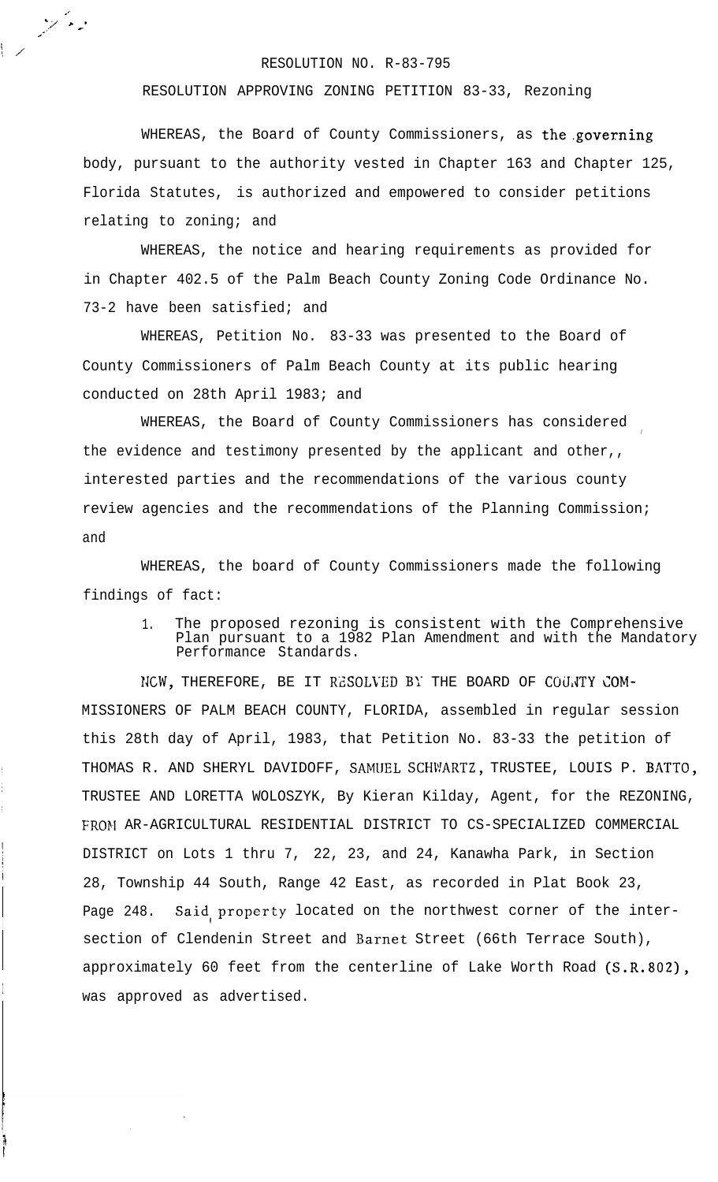# RESOLUTION NO. R-83-795

## RESOLUTION APPROVING ZONING PETITION 83-33, Rezoning

WHEREAS, the Board of County Commissioners, as the governing body, pursuant to the authority vested in Chapter 163 and Chapter 125, Florida Statutes, is authorized and empowered to consider petitions relating to zoning; and

WHEREAS, the notice and hearing requirements as provided for in Chapter 402.5 of the Palm Beach County Zoning Code Ordinance No. 73-2 have been satisfied; and

WHEREAS, Petition No. 83-33 was presented to the Board of County Commissioners of Palm Beach County at its public hearing conducted on 28th April 1983; and

WHEREAS, the Board of County Commissioners has considered the evidence and testimony presented by the applicant and other,, interested parties and the recommendations of the various county review agencies and the recommendations of the Planning Commission; and

WHEREAS, the board of County Commissioners made the following findings of fact:

1. The proposed rezoning is consistent with the Comprehensive Plan pursuant to a 1982 Plan Amendment and with the Mandatory Performance Standards.

NOW, THEREFORE, BE IT RESOLVED BY THE BOARD OF COUNTY COMMISSIONERS OF PALM BEACH COUNTY, FLORIDA, assembled in regular session this 28th day of April, 1983, that Petition No. 83-33 the petition of THOMAS R. AND SHERYL DAVIDOFF, SAMUEL SCHWARTZ, TRUSTEE, LOUIS P. BATTO, TRUSTEE AND LORETTA WOLOSZYK, By Kieran Kilday, Agent, for the REZONING, FROM AR-AGRICULTURAL RESIDENTIAL DISTRICT TO CS-SPECIALIZED COMMERCIAL DISTRICT on Lots 1 thru 7, 22, 23, and 24, Kanawha Park, in Section 28, Township 44 South, Range 42 East, as recorded in Plat Book 23, Page 248. Said property located on the northwest corner of the intersection of Clendenin Street and Barnet Street (66th Terrace South), approximately 60 feet from the centerline of Lake Worth Road (S.R.802), was approved as advertised.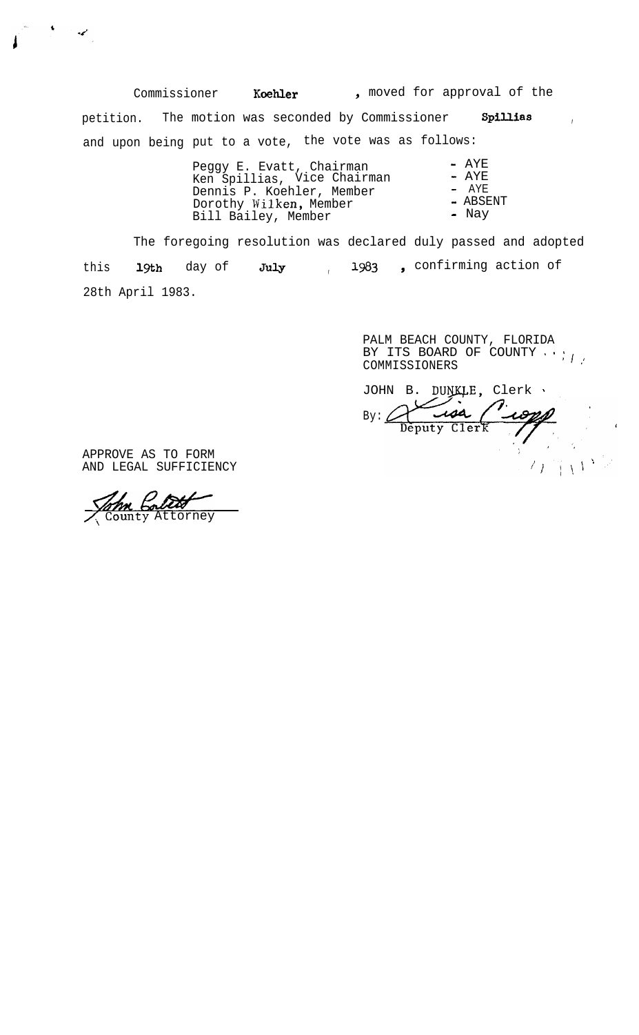Commissioner **Koehler**, moved for approval of the petition. The motion was seconded by Commissioner **Spillias**, and upon being put to a vote, the vote was as follows:

| | |
|---|---|
| Peggy E. Evatt, Chairman | - AYE |
| Ken Spillias, Vice Chairman | - AYE |
| Dennis P. Koehler, Member | - AYE |
| Dorothy Wilken, Member | - ABSENT |
| Bill Bailey, Member | - Nay |

The foregoing resolution was declared duly passed and adopted this **19th** day of **July**, 1983, confirming action of 28th April 1983.

PALM BEACH COUNTY, FLORIDA
BY ITS BOARD OF COUNTY
COMMISSIONERS

JOHN B. DUNKLE, Clerk

By: Deputy Clerk

APPROVE AS TO FORM
AND LEGAL SUFFICIENCY

County Attorney